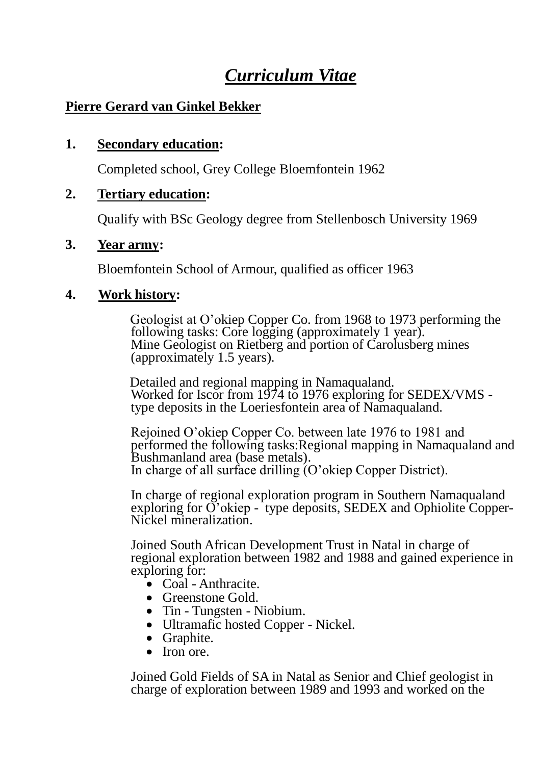# ***Curriculum Vitae***

**Pierre Gerard van Ginkel Bekker**

**1. Secondary education:**

Completed school, Grey College Bloemfontein 1962

**2. Tertiary education:**

Qualify with BSc Geology degree from Stellenbosch University 1969

**3. Year army:**

Bloemfontein School of Armour, qualified as officer 1963

**4. Work history:**

Geologist at O'okiep Copper Co. from 1968 to 1973 performing the following tasks: Core logging (approximately 1 year).
Mine Geologist on Rietberg and portion of Carolusberg mines (approximately 1.5 years).

Detailed and regional mapping in Namaqualand.
Worked for Iscor from 1974 to 1976 exploring for SEDEX/VMS - type deposits in the Loeriesfontein area of Namaqualand.

Rejoined O'okiep Copper Co. between late 1976 to 1981 and performed the following tasks:Regional mapping in Namaqualand and Bushmanland area (base metals).
In charge of all surface drilling (O'okiep Copper District).

In charge of regional exploration program in Southern Namaqualand exploring for O'okiep - type deposits, SEDEX and Ophiolite Copper-Nickel mineralization.

Joined South African Development Trust in Natal in charge of regional exploration between 1982 and 1988 and gained experience in exploring for:

- Coal - Anthracite.
- Greenstone Gold.
- Tin - Tungsten - Niobium.
- Ultramafic hosted Copper - Nickel.
- Graphite.
- Iron ore.

Joined Gold Fields of SA in Natal as Senior and Chief geologist in charge of exploration between 1989 and 1993 and worked on the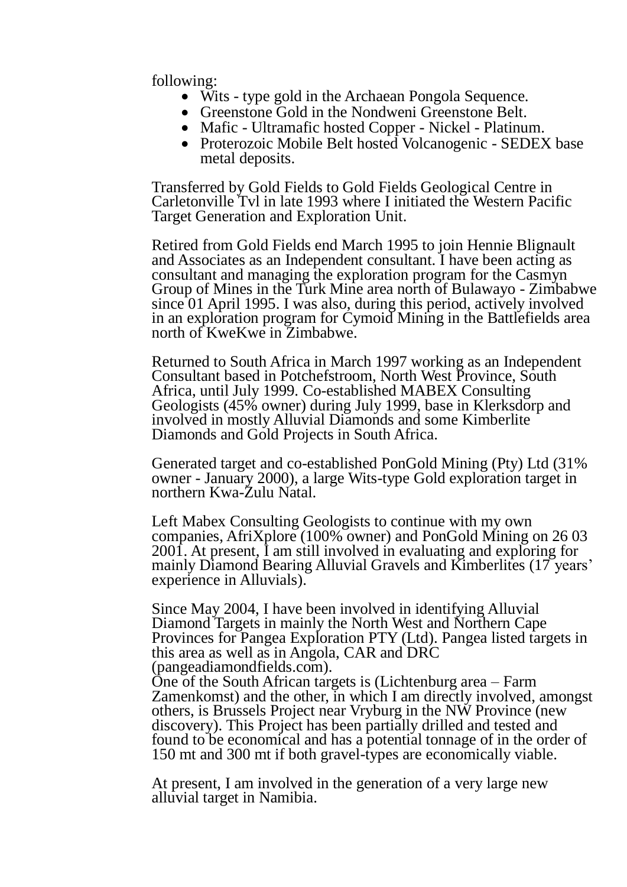following:

- Wits - type gold in the Archaean Pongola Sequence.
- Greenstone Gold in the Nondweni Greenstone Belt.
- Mafic - Ultramafic hosted Copper - Nickel - Platinum.
- Proterozoic Mobile Belt hosted Volcanogenic - SEDEX base metal deposits.

Transferred by Gold Fields to Gold Fields Geological Centre in Carletonville Tvl in late 1993 where I initiated the Western Pacific Target Generation and Exploration Unit.

Retired from Gold Fields end March 1995 to join Hennie Blignault and Associates as an Independent consultant. I have been acting as consultant and managing the exploration program for the Casmyn Group of Mines in the Turk Mine area north of Bulawayo - Zimbabwe since 01 April 1995. I was also, during this period, actively involved in an exploration program for Cymoid Mining in the Battlefields area north of KweKwe in Zimbabwe.

Returned to South Africa in March 1997 working as an Independent Consultant based in Potchefstroom, North West Province, South Africa, until July 1999. Co-established MABEX Consulting Geologists (45% owner) during July 1999, base in Klerksdorp and involved in mostly Alluvial Diamonds and some Kimberlite Diamonds and Gold Projects in South Africa.

Generated target and co-established PonGold Mining (Pty) Ltd (31% owner - January 2000), a large Wits-type Gold exploration target in northern Kwa-Zulu Natal.

Left Mabex Consulting Geologists to continue with my own companies, AfriXplore (100% owner) and PonGold Mining on 26 03 2001. At present, I am still involved in evaluating and exploring for mainly Diamond Bearing Alluvial Gravels and Kimberlites (17 years' experience in Alluvials).

Since May 2004, I have been involved in identifying Alluvial Diamond Targets in mainly the North West and Northern Cape Provinces for Pangea Exploration PTY (Ltd). Pangea listed targets in this area as well as in Angola, CAR and DRC (pangeadiamondfields.com).
One of the South African targets is (Lichtenburg area – Farm Zamenkomst) and the other, in which I am directly involved, amongst others, is Brussels Project near Vryburg in the NW Province (new discovery). This Project has been partially drilled and tested and found to be economical and has a potential tonnage of in the order of 150 mt and 300 mt if both gravel-types are economically viable.

At present, I am involved in the generation of a very large new alluvial target in Namibia.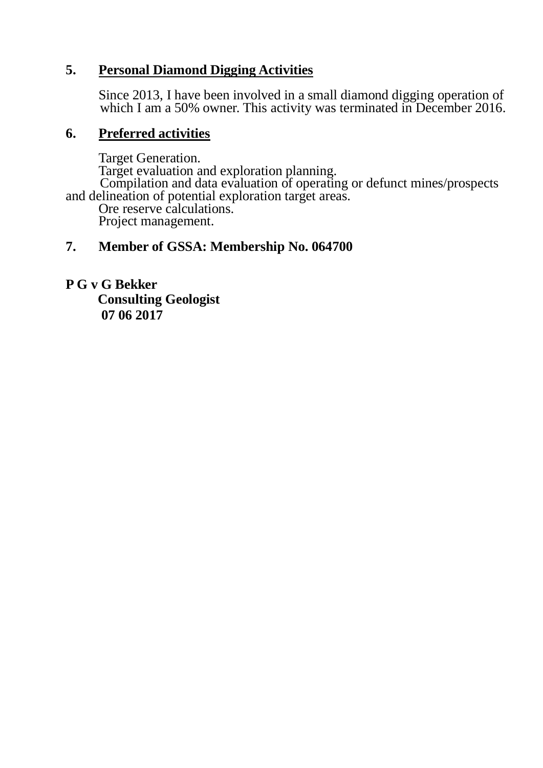## 5. Personal Diamond Digging Activities

Since 2013, I have been involved in a small diamond digging operation of which I am a 50% owner. This activity was terminated in December 2016.

## 6. Preferred activities

Target Generation.
Target evaluation and exploration planning.
Compilation and data evaluation of operating or defunct mines/prospects and delineation of potential exploration target areas.
Ore reserve calculations.
Project management.

## 7. Member of GSSA: Membership No. 064700

**P G v G Bekker**
**Consulting Geologist**
**07 06 2017**